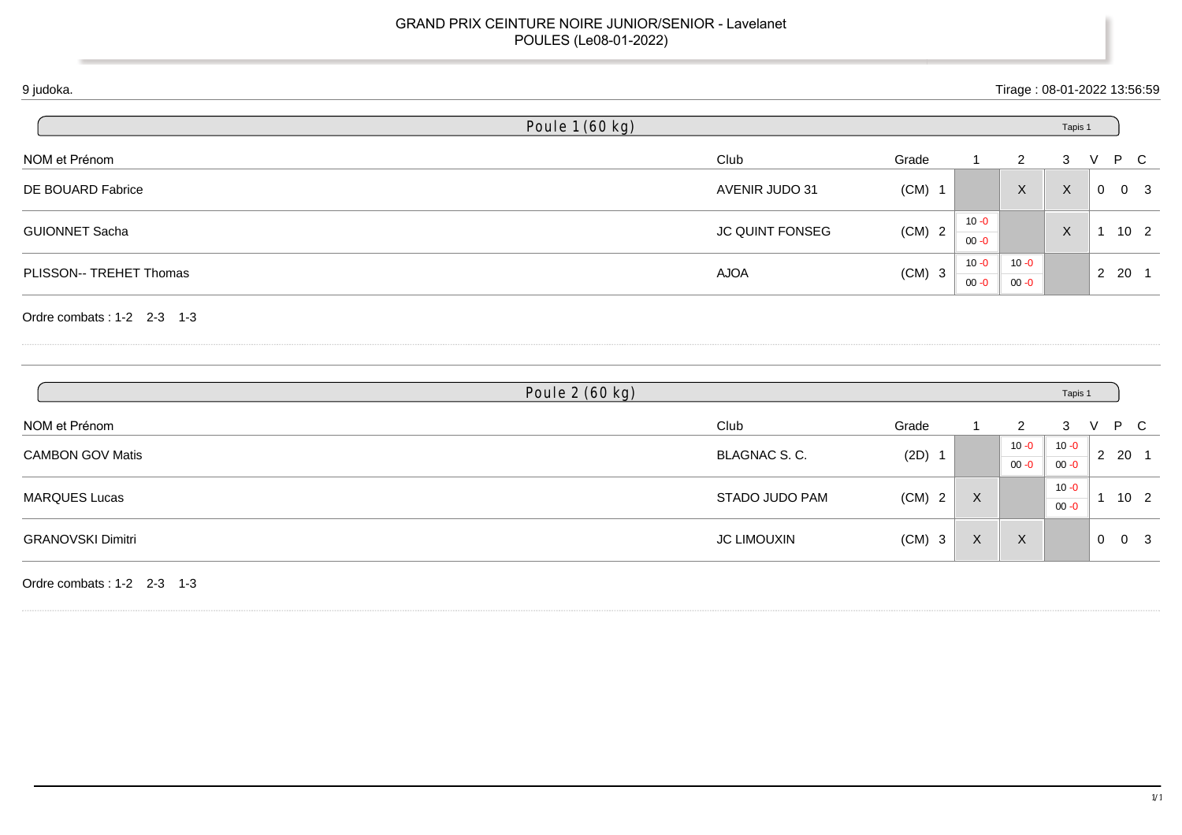# GRAND PRIX CEINTURE NOIRE JUNIOR/SENIOR - Lavelanet
POULES (Le08-01-2022)

9 judoka.

Tirage : 08-01-2022 13:56:59

## Poule 1 (60 kg)

Tapis 1

| NOM et Prénom | Club | Grade | 1 | 2 | 3 | V | P | C |
|---|---|---|---|---|---|---|---|---|
| DE BOUARD Fabrice | AVENIR JUDO 31 | (CM) 1 | | X | X | 0 | 0 | 3 |
| GUIONNET Sacha | JC QUINT FONSEG | (CM) 2 | 10 -0 00 -0 | | X | 1 | 10 | 2 |
| PLISSON-- TREHET Thomas | AJOA | (CM) 3 | 10 -0 00 -0 | 10 -0 00 -0 | | 2 | 20 | 1 |

Ordre combats : 1-2 2-3 1-3

## Poule 2 (60 kg)

Tapis 1

| NOM et Prénom | Club | Grade | 1 | 2 | 3 | V | P | C |
|---|---|---|---|---|---|---|---|---|
| CAMBON GOV Matis | BLAGNAC S. C. | (2D) 1 | | 10 -0 00 -0 | 10 -0 00 -0 | 2 | 20 | 1 |
| MARQUES Lucas | STADO JUDO PAM | (CM) 2 | X | | 10 -0 00 -0 | 1 | 10 | 2 |
| GRANOVSKI Dimitri | JC LIMOUXIN | (CM) 3 | X | X | | 0 | 0 | 3 |

Ordre combats : 1-2 2-3 1-3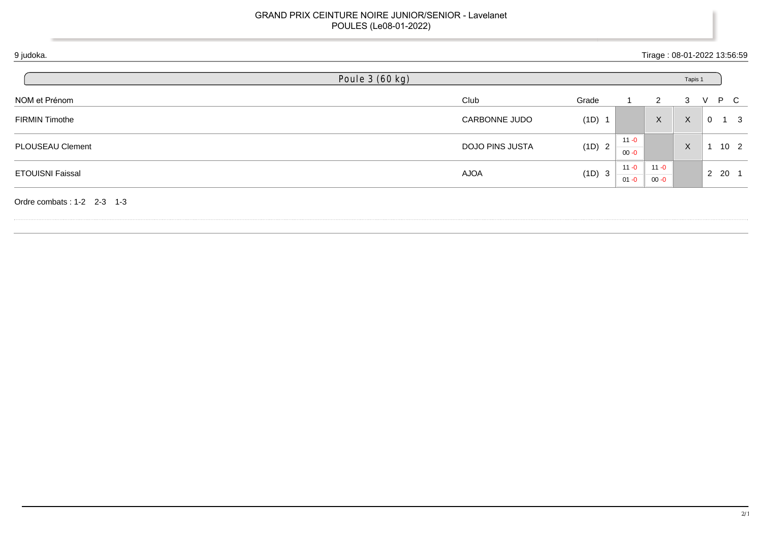GRAND PRIX CEINTURE NOIRE JUNIOR/SENIOR - Lavelanet
POULES (Le08-01-2022)

9 judoka.

Tirage : 08-01-2022 13:56:59

## Poule 3 (60 kg)

Tapis 1

| NOM et Prénom | Club | Grade | 1 | 2 | 3 | V | P | C |
|---|---|---|---|---|---|---|---|---|
| FIRMIN Timothe | CARBONNE JUDO | (1D) 1 | | X | X | 0 | 1 | 3 |
| PLOUSEAU Clement | DOJO PINS JUSTA | (1D) 2 | 11 -0 / 00 -0 | | X | 1 | 10 | 2 |
| ETOUISNI Faissal | AJOA | (1D) 3 | 11 -0 / 01 -0 | 11 -0 / 00 -0 | | 2 | 20 | 1 |

Ordre combats : 1-2 2-3 1-3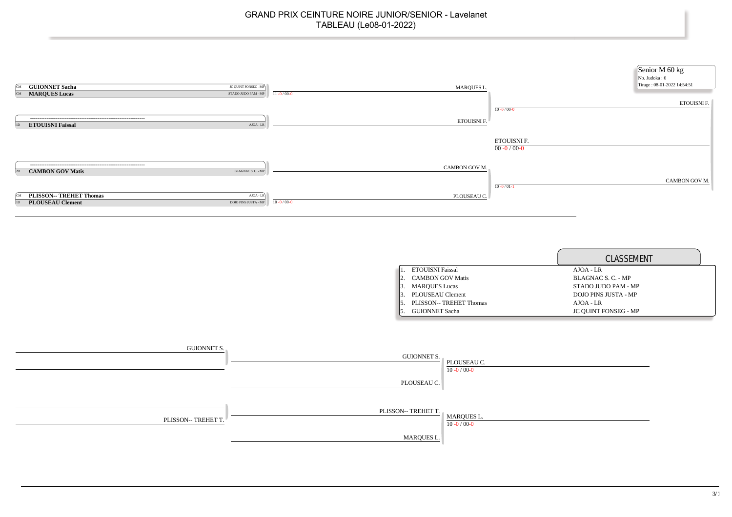# GRAND PRIX CEINTURE NOIRE JUNIOR/SENIOR - Lavelanet
## TABLEAU (Le08-01-2022)

**Senior M 60 kg**
Nb. Judoka : 6
Tirage : 08-01-2022 14:54:51

### Tableau principal

| Grade | Judoka | Club | Score | Vainqueur |
|---|---|---|---|---|
| CM | **GUIONNET Sacha** | JC QUINT FONSEG - MP | | |
| CM | **MARQUES Lucas** | STADO JUDO PAM - MP | 11 -0 / 00-0 | MARQUES L. |
| | ---------------------------------------------------------------- | | | |
| 1D | **ETOUISNI Faissal** | AJOA - LR | | ETOUISNI F. |
| | ---------------------------------------------------------------- | | | |
| 2D | **CAMBON GOV Matis** | BLAGNAC S. C. - MP | | CAMBON GOV M. |
| CM | **PLISSON-- TREHET Thomas** | AJOA - LR | | |
| 1D | **PLOUSEAU Clement** | DOJO PINS JUSTA - MP | 10 -0 / 00-0 | PLOUSEAU C. |

Demi-finales :
- MARQUES L. / ETOUISNI F. : 10 -0 / 00-0 → ETOUISNI F.
- CAMBON GOV M. / PLOUSEAU C. : 10 -0 / 01-1 → CAMBON GOV M.

Finale :
- ETOUISNI F. / CAMBON GOV M. : 00 -0 / 00-0 → ETOUISNI F.

### CLASSEMENT

| Rang | Judoka | Club |
|---|---|---|
| 1. | ETOUISNI Faissal | AJOA - LR |
| 2. | CAMBON GOV Matis | BLAGNAC S. C. - MP |
| 3. | MARQUES Lucas | STADO JUDO PAM - MP |
| 3. | PLOUSEAU Clement | DOJO PINS JUSTA - MP |
| 5. | PLISSON-- TREHET Thomas | AJOA - LR |
| 5. | GUIONNET Sacha | JC QUINT FONSEG - MP |

### Repêchages

- GUIONNET S. → GUIONNET S.
- GUIONNET S. / PLOUSEAU C. : 10 -0 / 00-0 → PLOUSEAU C.
- PLISSON-- TREHET T. → PLISSON-- TREHET T.
- PLISSON-- TREHET T. / MARQUES L. : 10 -0 / 00-0 → MARQUES L.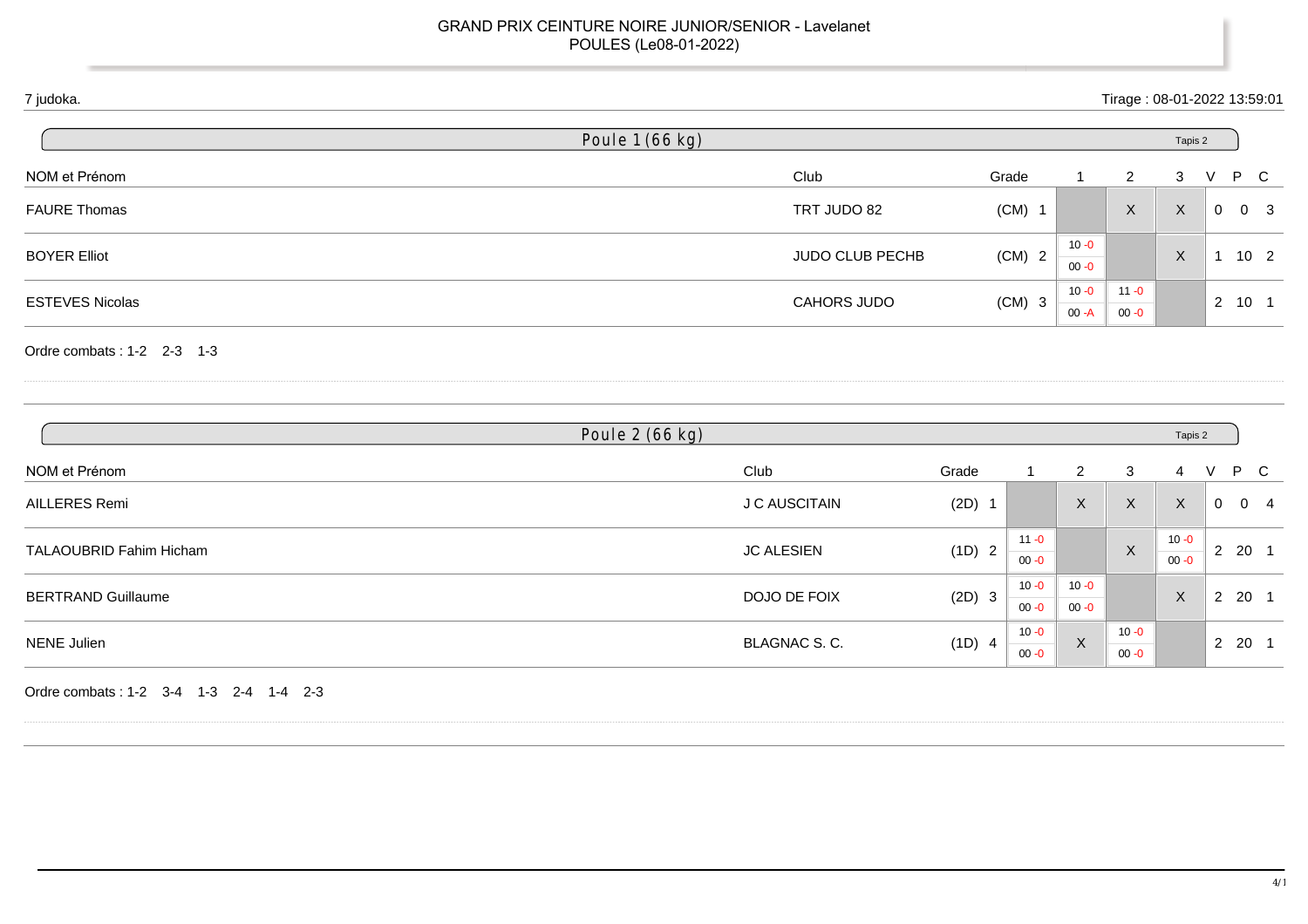GRAND PRIX CEINTURE NOIRE JUNIOR/SENIOR - Lavelanet
POULES (Le08-01-2022)

7 judoka.

Tirage : 08-01-2022 13:59:01

## Poule 1 (66 kg)

Tapis 2

| NOM et Prénom | Club | Grade | 1 | 2 | 3 | V | P | C |
|---|---|---|---|---|---|---|---|---|
| FAURE Thomas | TRT JUDO 82 | (CM) 1 | | X | X | 0 | 0 | 3 |
| BOYER Elliot | JUDO CLUB PECHB | (CM) 2 | 10 -0 / 00 -0 | | X | 1 | 10 | 2 |
| ESTEVES Nicolas | CAHORS JUDO | (CM) 3 | 10 -0 / 00 -A | 11 -0 / 00 -0 | | 2 | 10 | 1 |

Ordre combats : 1-2 2-3 1-3

## Poule 2 (66 kg)

Tapis 2

| NOM et Prénom | Club | Grade | 1 | 2 | 3 | 4 | V | P | C |
|---|---|---|---|---|---|---|---|---|---|
| AILLERES Remi | J C AUSCITAIN | (2D) 1 | | X | X | X | 0 | 0 | 4 |
| TALAOUBRID Fahim Hicham | JC ALESIEN | (1D) 2 | 11 -0 / 00 -0 | | X | 10 -0 / 00 -0 | 2 | 20 | 1 |
| BERTRAND Guillaume | DOJO DE FOIX | (2D) 3 | 10 -0 / 00 -0 | 10 -0 / 00 -0 | | X | 2 | 20 | 1 |
| NENE Julien | BLAGNAC S. C. | (1D) 4 | 10 -0 / 00 -0 | X | 10 -0 / 00 -0 | | 2 | 20 | 1 |

Ordre combats : 1-2 3-4 1-3 2-4 1-4 2-3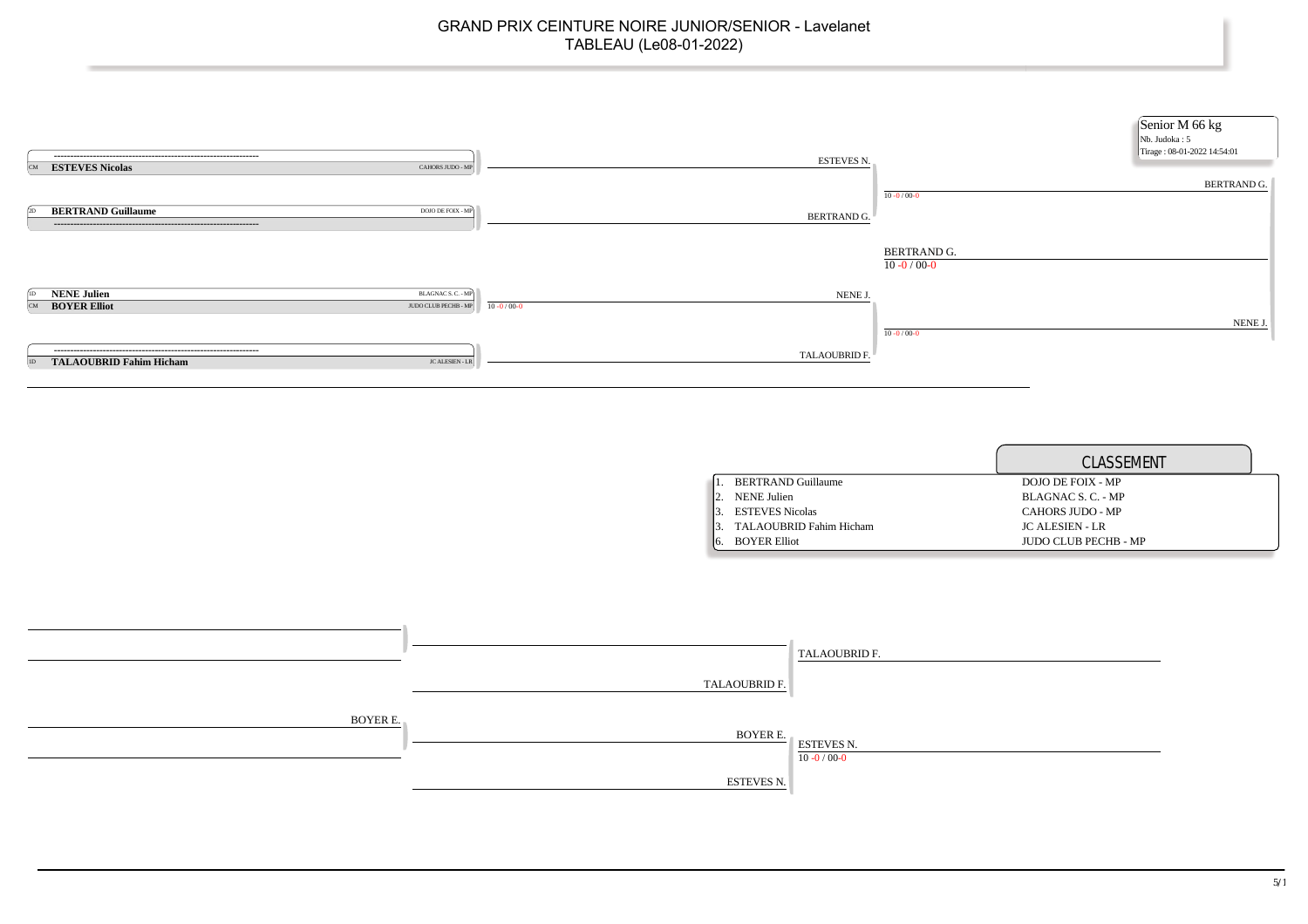# GRAND PRIX CEINTURE NOIRE JUNIOR/SENIOR - Lavelanet

TABLEAU (Le08-01-2022)

**Senior M 66 kg**
Nb. Judoka : 5
Tirage : 08-01-2022 14:54:01

## Tableau principal

| Grade | Judoka | Club |
|---|---|---|
| CM | **ESTEVES Nicolas** | CAHORS JUDO - MP |
| 2D | **BERTRAND Guillaume** | DOJO DE FOIX - MP |
| 1D | **NENE Julien** | BLAGNAC S. C. - MP |
| CM | **BOYER Elliot** | JUDO CLUB PECHB - MP |
| 1D | **TALAOUBRID Fahim Hicham** | JC ALESIEN - LR |

- NENE J. bat BOYER E. : 10 -0 / 00-0
- BERTRAND G. bat ESTEVES N. : 10 -0 / 00-0
- NENE J. bat TALAOUBRID F. : 10 -0 / 00-0
- Finale : BERTRAND G. bat NENE J. : 10 -0 / 00-0

## CLASSEMENT

| Rang | Judoka | Club |
|---|---|---|
| 1. | BERTRAND Guillaume | DOJO DE FOIX - MP |
| 2. | NENE Julien | BLAGNAC S. C. - MP |
| 3. | ESTEVES Nicolas | CAHORS JUDO - MP |
| 3. | TALAOUBRID Fahim Hicham | JC ALESIEN - LR |
| 6. | BOYER Elliot | JUDO CLUB PECHB - MP |

## Repêchages

- TALAOUBRID F.
- BOYER E. vs ESTEVES N. : ESTEVES N. 10 -0 / 00-0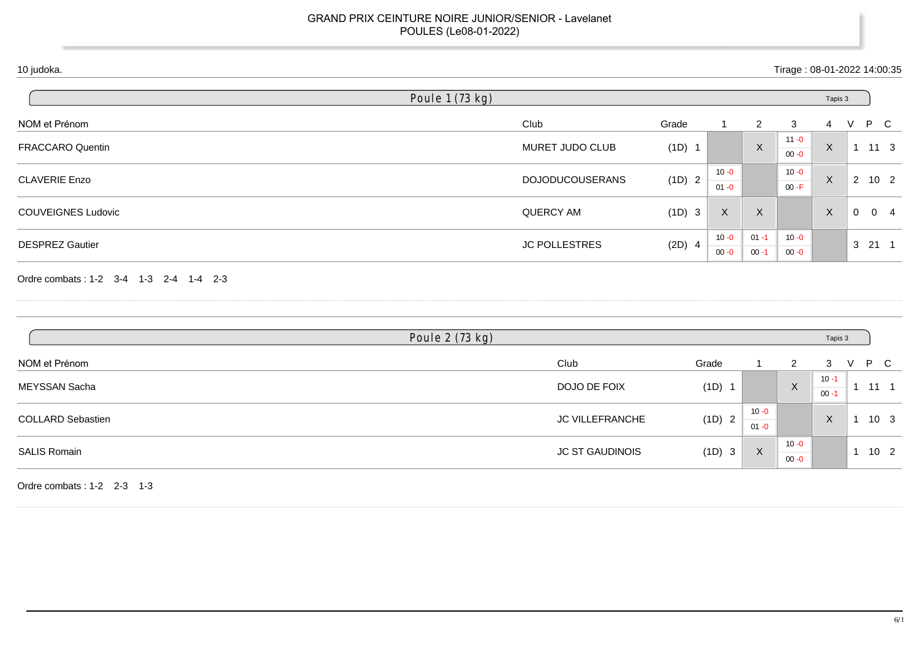# GRAND PRIX CEINTURE NOIRE JUNIOR/SENIOR - Lavelanet
## POULES (Le08-01-2022)

10 judoka.

Tirage : 08-01-2022 14:00:35

### Poule 1 (73 kg)

Tapis 3

| NOM et Prénom | Club | Grade | 1 | 2 | 3 | 4 | V | P | C |
|---|---|---|---|---|---|---|---|---|---|
| FRACCARO Quentin | MURET JUDO CLUB | (1D) 1 | | X | 11 -0 / 00 -0 | X | 1 | 11 | 3 |
| CLAVERIE Enzo | DOJODUCOUSERANS | (1D) 2 | 10 -0 / 01 -0 | | 10 -0 / 00 -F | X | 2 | 10 | 2 |
| COUVEIGNES Ludovic | QUERCY AM | (1D) 3 | X | X | | X | 0 | 0 | 4 |
| DESPREZ Gautier | JC POLLESTRES | (2D) 4 | 10 -0 / 00 -0 | 01 -1 / 00 -1 | 10 -0 / 00 -0 | | 3 | 21 | 1 |

Ordre combats : 1-2 3-4 1-3 2-4 1-4 2-3

### Poule 2 (73 kg)

Tapis 3

| NOM et Prénom | Club | Grade | 1 | 2 | 3 | V | P | C |
|---|---|---|---|---|---|---|---|---|
| MEYSSAN Sacha | DOJO DE FOIX | (1D) 1 | | X | 10 -1 / 00 -1 | 1 | 11 | 1 |
| COLLARD Sebastien | JC VILLEFRANCHE | (1D) 2 | 10 -0 / 01 -0 | | X | 1 | 10 | 3 |
| SALIS Romain | JC ST GAUDINOIS | (1D) 3 | X | 10 -0 / 00 -0 | | 1 | 10 | 2 |

Ordre combats : 1-2 2-3 1-3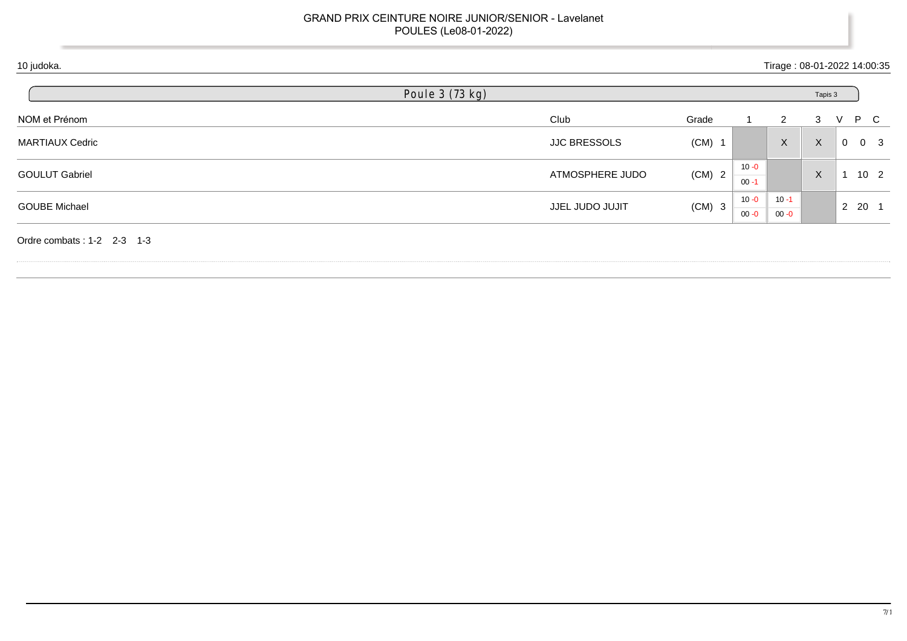GRAND PRIX CEINTURE NOIRE JUNIOR/SENIOR - Lavelanet
POULES (Le08-01-2022)

10 judoka.

Tirage : 08-01-2022 14:00:35

## Poule 3 (73 kg)

Tapis 3

| NOM et Prénom | Club | Grade | 1 | 2 | 3 | V | P | C |
|---|---|---|---|---|---|---|---|---|
| MARTIAUX Cedric | JJC BRESSOLS | (CM) 1 | | X | X | 0 | 0 | 3 |
| GOULUT Gabriel | ATMOSPHERE JUDO | (CM) 2 | 10 -0 / 00 -1 | | X | 1 | 10 | 2 |
| GOUBE Michael | JJEL JUDO JUJIT | (CM) 3 | 10 -0 / 00 -0 | 10 -1 / 00 -0 | | 2 | 20 | 1 |

Ordre combats : 1-2 2-3 1-3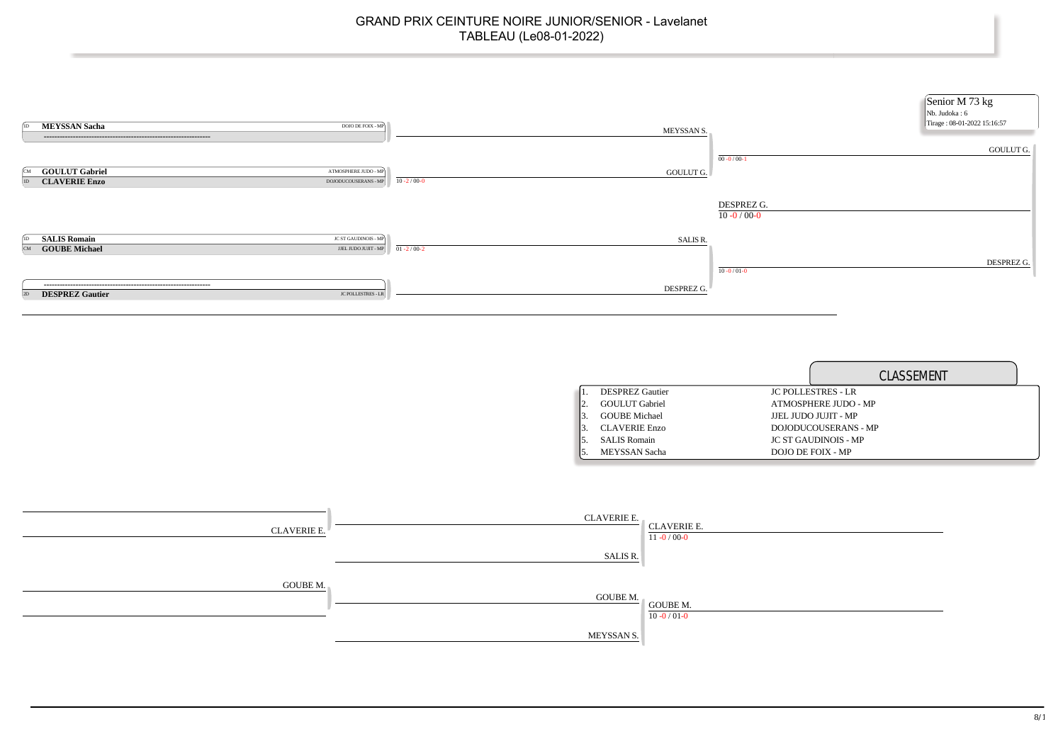# GRAND PRIX CEINTURE NOIRE JUNIOR/SENIOR - Lavelanet

## TABLEAU (Le08-01-2022)

**Senior M 73 kg**
Nb. Judoka : 6
Tirage : 08-01-2022 15:16:57

| Grade | Nom | Club |
|---|---|---|
| 1D | **MEYSSAN Sacha** | DOJO DE FOIX - MP |
| | ------------------------------------------------------------ | |
| CM | **GOULUT Gabriel** | ATMOSPHERE JUDO - MP |
| 1D | **CLAVERIE Enzo** | DOJODUCOUSERANS - MP |
| 1D | **SALIS Romain** | JC ST GAUDINOIS - MP |
| CM | **GOUBE Michael** | JJEL JUDO JUJIT - MP |
| | ------------------------------------------------------------ | |
| 2D | **DESPREZ Gautier** | JC POLLESTRES - LR |

**Tableau principal**

- GOULUT G. – CLAVERIE E. : 10 -2 / 00-0 → GOULUT G.
- SALIS R. – GOUBE M. : 01 -2 / 00-2 → SALIS R.
- MEYSSAN S. – GOULUT G. : 00 -0 / 00-1 → GOULUT G.
- SALIS R. – DESPREZ G. : 10 -0 / 01-0 → DESPREZ G.
- Finale : GOULUT G. – DESPREZ G. : 10 -0 / 00-0 → DESPREZ G.

## CLASSEMENT

| Place | Nom | Club |
|---|---|---|
| 1. | DESPREZ Gautier | JC POLLESTRES - LR |
| 2. | GOULUT Gabriel | ATMOSPHERE JUDO - MP |
| 3. | GOUBE Michael | JJEL JUDO JUJIT - MP |
| 3. | CLAVERIE Enzo | DOJODUCOUSERANS - MP |
| 5. | SALIS Romain | JC ST GAUDINOIS - MP |
| 5. | MEYSSAN Sacha | DOJO DE FOIX - MP |

**Repêchage**

- CLAVERIE E. – SALIS R. : 11 -0 / 00-0 → CLAVERIE E.
- GOUBE M. – MEYSSAN S. : 10 -0 / 01-0 → GOUBE M.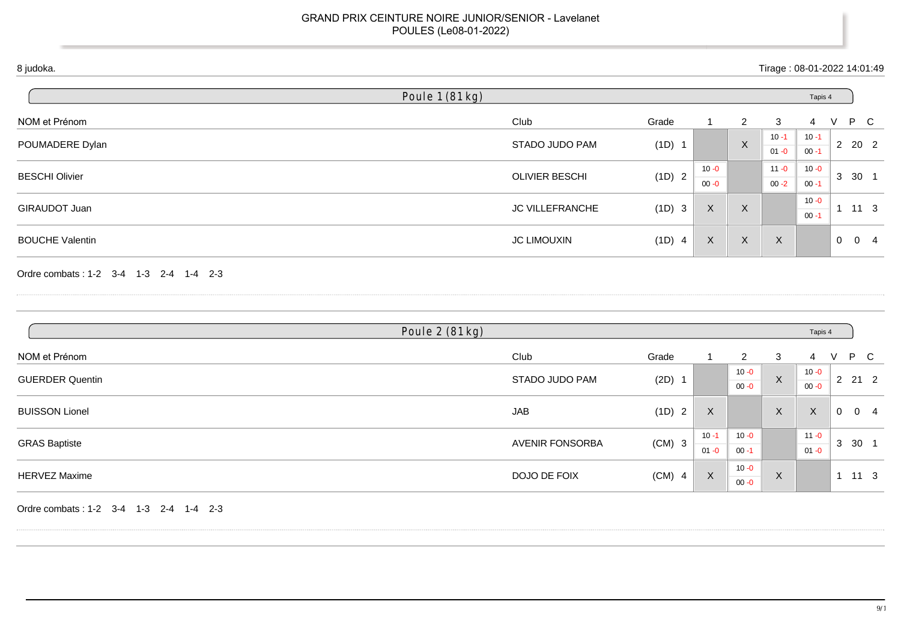# GRAND PRIX CEINTURE NOIRE JUNIOR/SENIOR - Lavelanet

POULES (Le08-01-2022)

8 judoka.

Tirage : 08-01-2022 14:01:49

## Poule 1 (81 kg)

Tapis 4

| NOM et Prénom | Club | Grade | 1 | 2 | 3 | 4 | V | P | C |
|---|---|---|---|---|---|---|---|---|---|
| POUMADERE Dylan | STADO JUDO PAM | (1D) 1 | | X | 10 -1 / 01 -0 | 10 -1 / 00 -1 | 2 | 20 | 2 |
| BESCHI Olivier | OLIVIER BESCHI | (1D) 2 | 10 -0 / 00 -0 | | 11 -0 / 00 -2 | 10 -0 / 00 -1 | 3 | 30 | 1 |
| GIRAUDOT Juan | JC VILLEFRANCHE | (1D) 3 | X | X | | 10 -0 / 00 -1 | 1 | 11 | 3 |
| BOUCHE Valentin | JC LIMOUXIN | (1D) 4 | X | X | X | | 0 | 0 | 4 |

Ordre combats : 1-2 3-4 1-3 2-4 1-4 2-3

## Poule 2 (81 kg)

Tapis 4

| NOM et Prénom | Club | Grade | 1 | 2 | 3 | 4 | V | P | C |
|---|---|---|---|---|---|---|---|---|---|
| GUERDER Quentin | STADO JUDO PAM | (2D) 1 | | 10 -0 / 00 -0 | X | 10 -0 / 00 -0 | 2 | 21 | 2 |
| BUISSON Lionel | JAB | (1D) 2 | X | | X | X | 0 | 0 | 4 |
| GRAS Baptiste | AVENIR FONSORBA | (CM) 3 | 10 -1 / 01 -0 | 10 -0 / 00 -1 | | 11 -0 / 01 -0 | 3 | 30 | 1 |
| HERVEZ Maxime | DOJO DE FOIX | (CM) 4 | X | 10 -0 / 00 -0 | X | | 1 | 11 | 3 |

Ordre combats : 1-2 3-4 1-3 2-4 1-4 2-3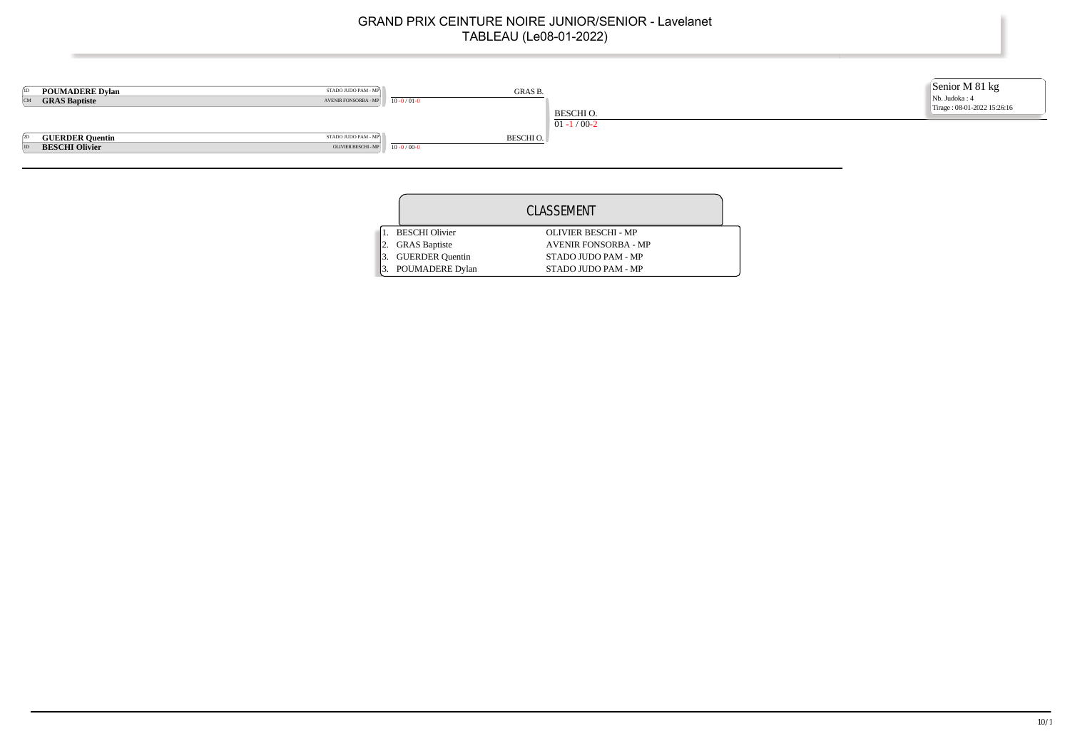# GRAND PRIX CEINTURE NOIRE JUNIOR/SENIOR - Lavelanet

TABLEAU (Le08-01-2022)

**Senior M 81 kg**

Nb. Judoka : 4

Tirage : 08-01-2022 15:26:16

| Grade | Judoka | Club | Demi-finale | Finale |
|---|---|---|---|---|
| 1D | **POUMADERE Dylan** | STADO JUDO PAM - MP | GRAS B. | |
| CM | **GRAS Baptiste** | AVENIR FONSORBA - MP | 10 -0 / 01-0 | |
| | | | | BESCHI O. |
| | | | | 01 -1 / 00-2 |
| 2D | **GUERDER Quentin** | STADO JUDO PAM - MP | BESCHI O. | |
| 1D | **BESCHI Olivier** | OLIVIER BESCHI - MP | 10 -0 / 00-0 | |

## CLASSEMENT

| Rang | Judoka | Club |
|---|---|---|
| 1. | BESCHI Olivier | OLIVIER BESCHI - MP |
| 2. | GRAS Baptiste | AVENIR FONSORBA - MP |
| 3. | GUERDER Quentin | STADO JUDO PAM - MP |
| 3. | POUMADERE Dylan | STADO JUDO PAM - MP |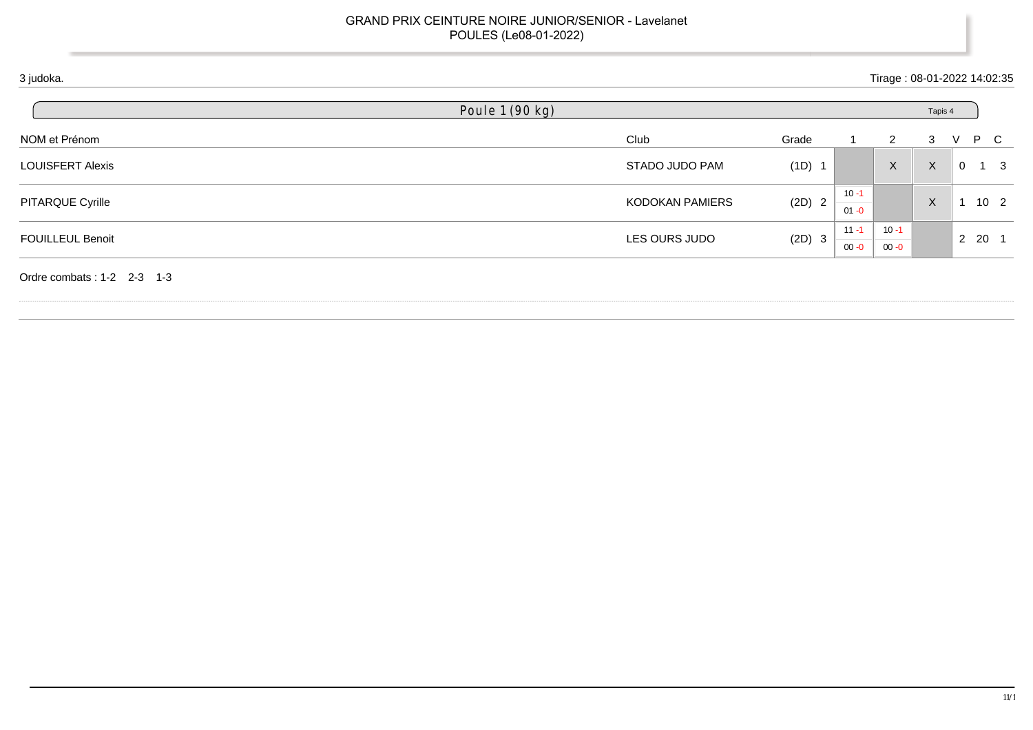GRAND PRIX CEINTURE NOIRE JUNIOR/SENIOR - Lavelanet
POULES (Le08-01-2022)

3 judoka.

Tirage : 08-01-2022 14:02:35

## Poule 1 (90 kg)

Tapis 4

| NOM et Prénom | Club | Grade | | 1 | 2 | 3 | V | P | C |
|---|---|---|---|---|---|---|---|---|---|
| LOUISFERT Alexis | STADO JUDO PAM | (1D) | 1 | | X | X | 0 | 1 | 3 |
| PITARQUE Cyrille | KODOKAN PAMIERS | (2D) | 2 | 10 -1 01 -0 | | X | 1 | 10 | 2 |
| FOUILLEUL Benoit | LES OURS JUDO | (2D) | 3 | 11 -1 00 -0 | 10 -1 00 -0 | | 2 | 20 | 1 |

Ordre combats : 1-2 2-3 1-3